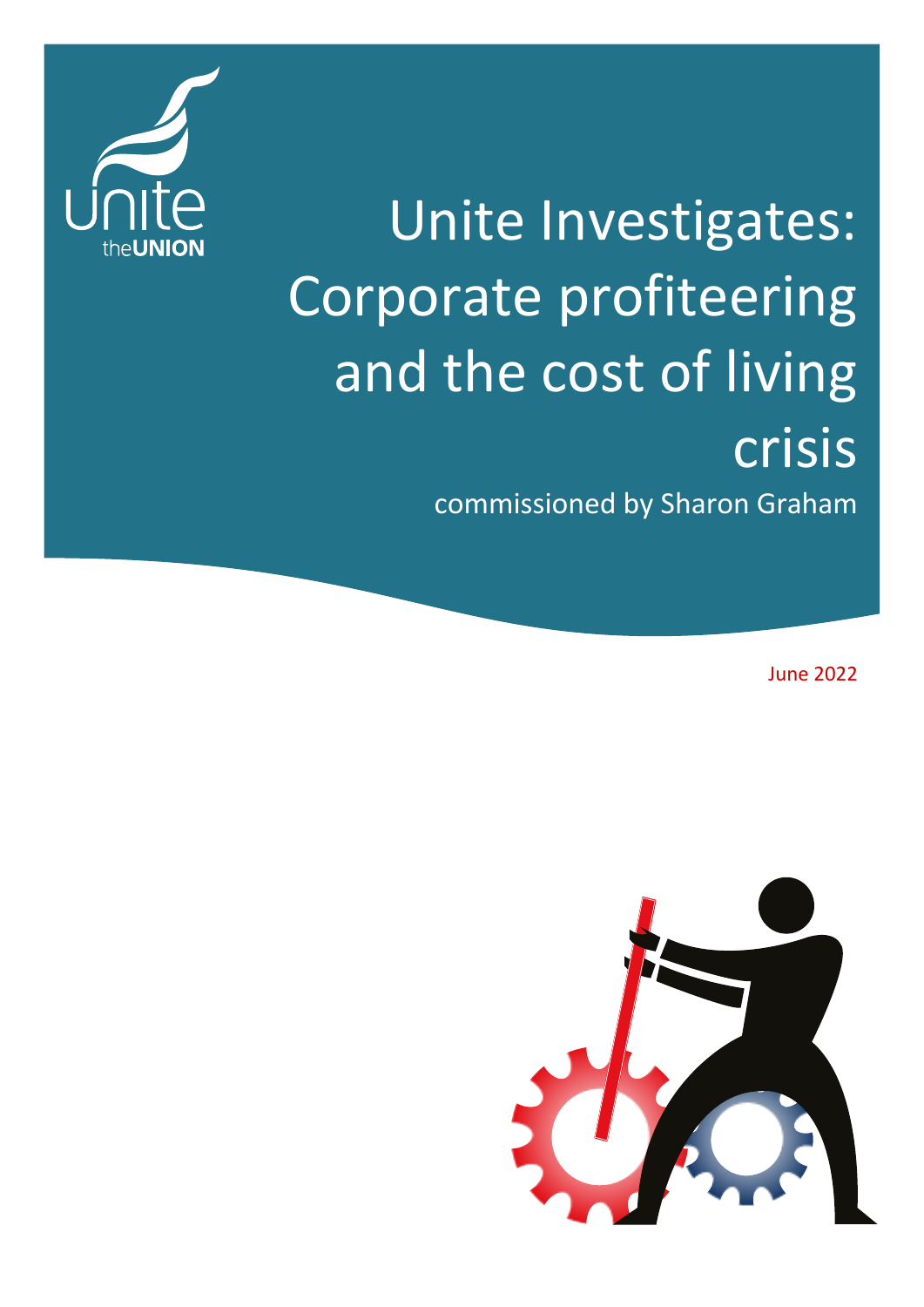# Unite Investigates: Corporate profiteering and the cost of living crisis

commissioned by Sharon Graham

June 2022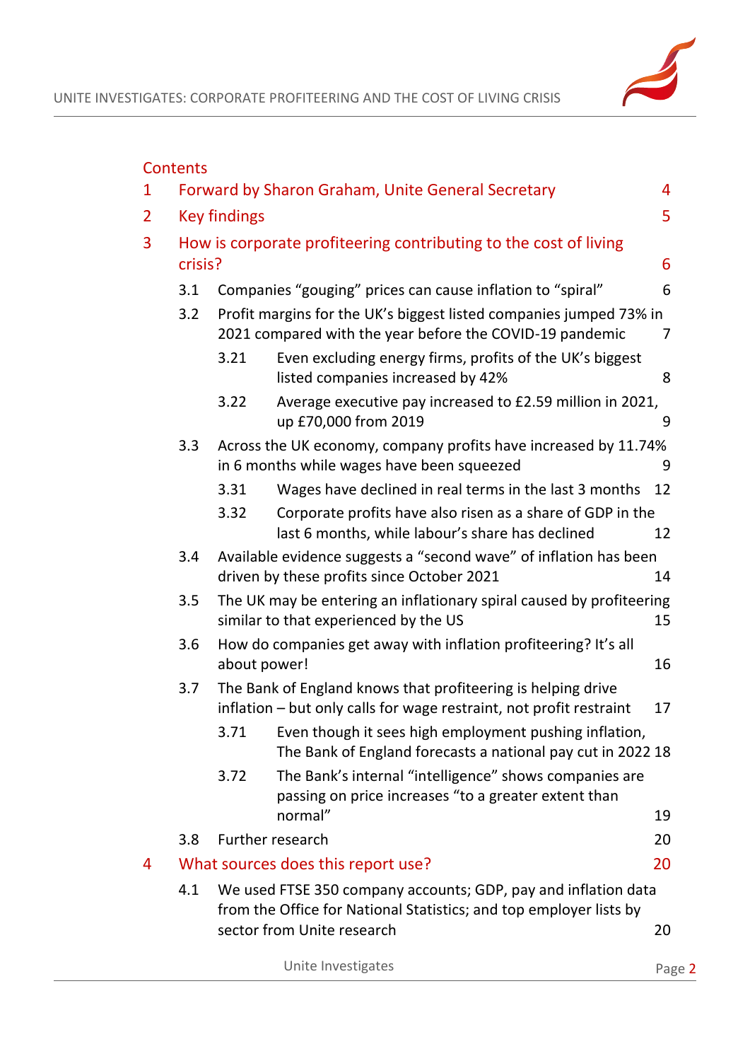## Contents

| | | | |
|---|---|---|---|
| 1 | Forward by Sharon Graham, Unite General Secretary | | 4 |
| 2 | Key findings | | 5 |
| 3 | How is corporate profiteering contributing to the cost of living crisis? | | 6 |
| | 3.1 | Companies "gouging" prices can cause inflation to "spiral" | 6 |
| | 3.2 | Profit margins for the UK's biggest listed companies jumped 73% in 2021 compared with the year before the COVID-19 pandemic | 7 |
| | 3.21 | Even excluding energy firms, profits of the UK's biggest listed companies increased by 42% | 8 |
| | 3.22 | Average executive pay increased to £2.59 million in 2021, up £70,000 from 2019 | 9 |
| | 3.3 | Across the UK economy, company profits have increased by 11.74% in 6 months while wages have been squeezed | 9 |
| | 3.31 | Wages have declined in real terms in the last 3 months | 12 |
| | 3.32 | Corporate profits have also risen as a share of GDP in the last 6 months, while labour's share has declined | 12 |
| | 3.4 | Available evidence suggests a "second wave" of inflation has been driven by these profits since October 2021 | 14 |
| | 3.5 | The UK may be entering an inflationary spiral caused by profiteering similar to that experienced by the US | 15 |
| | 3.6 | How do companies get away with inflation profiteering? It's all about power! | 16 |
| | 3.7 | The Bank of England knows that profiteering is helping drive inflation – but only calls for wage restraint, not profit restraint | 17 |
| | 3.71 | Even though it sees high employment pushing inflation, The Bank of England forecasts a national pay cut in 2022 | 18 |
| | 3.72 | The Bank's internal "intelligence" shows companies are passing on price increases "to a greater extent than normal" | 19 |
| | 3.8 | Further research | 20 |
| 4 | What sources does this report use? | | 20 |
| | 4.1 | We used FTSE 350 company accounts; GDP, pay and inflation data from the Office for National Statistics; and top employer lists by sector from Unite research | 20 |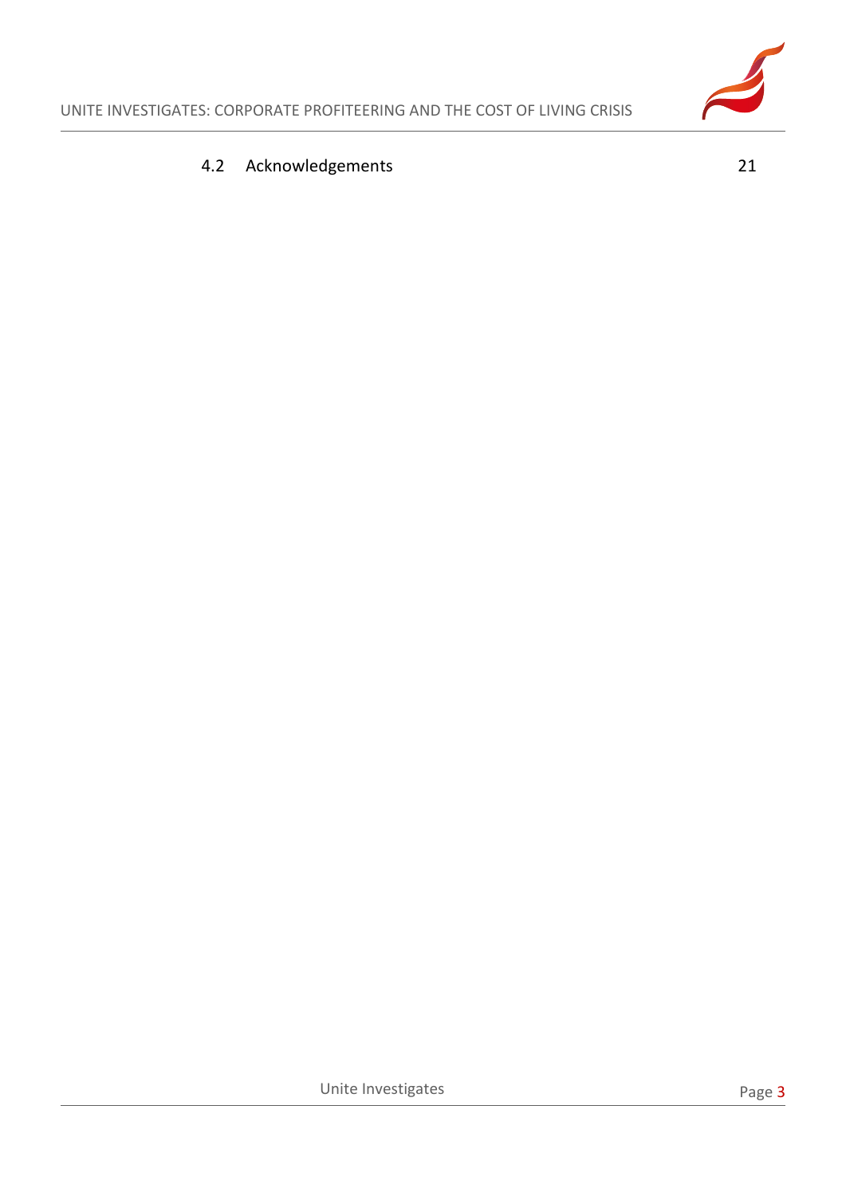4.2 Acknowledgements 21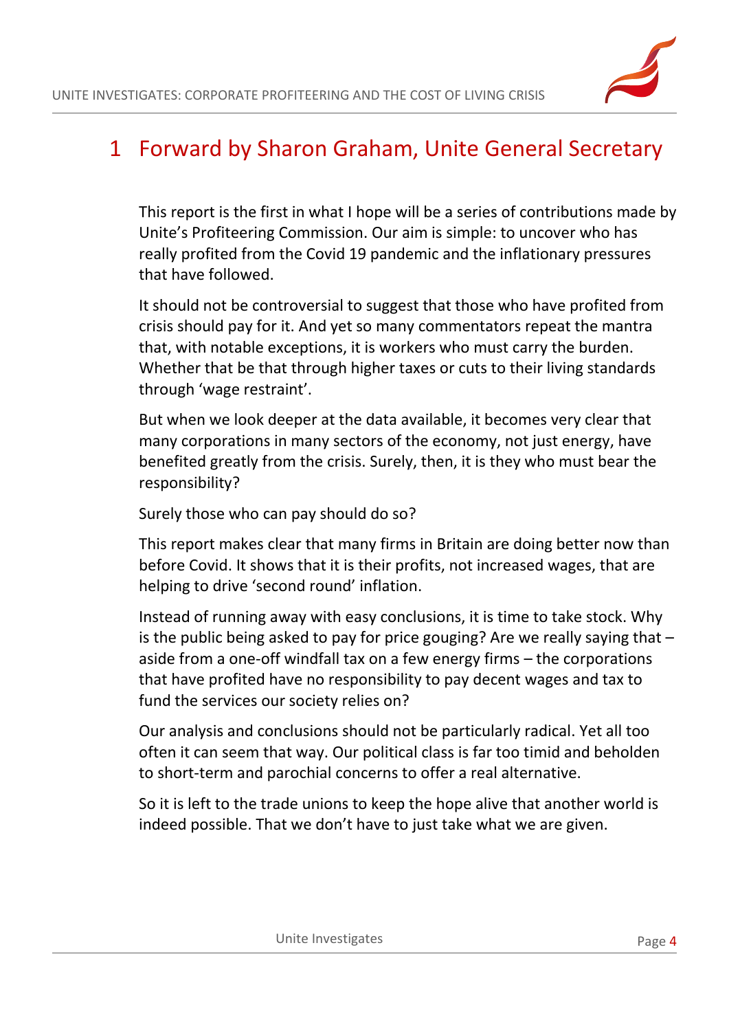# 1 Forward by Sharon Graham, Unite General Secretary

This report is the first in what I hope will be a series of contributions made by Unite's Profiteering Commission. Our aim is simple: to uncover who has really profited from the Covid 19 pandemic and the inflationary pressures that have followed.

It should not be controversial to suggest that those who have profited from crisis should pay for it. And yet so many commentators repeat the mantra that, with notable exceptions, it is workers who must carry the burden. Whether that be that through higher taxes or cuts to their living standards through 'wage restraint'.

But when we look deeper at the data available, it becomes very clear that many corporations in many sectors of the economy, not just energy, have benefited greatly from the crisis. Surely, then, it is they who must bear the responsibility?

Surely those who can pay should do so?

This report makes clear that many firms in Britain are doing better now than before Covid. It shows that it is their profits, not increased wages, that are helping to drive 'second round' inflation.

Instead of running away with easy conclusions, it is time to take stock. Why is the public being asked to pay for price gouging? Are we really saying that – aside from a one-off windfall tax on a few energy firms – the corporations that have profited have no responsibility to pay decent wages and tax to fund the services our society relies on?

Our analysis and conclusions should not be particularly radical. Yet all too often it can seem that way. Our political class is far too timid and beholden to short-term and parochial concerns to offer a real alternative.

So it is left to the trade unions to keep the hope alive that another world is indeed possible. That we don't have to just take what we are given.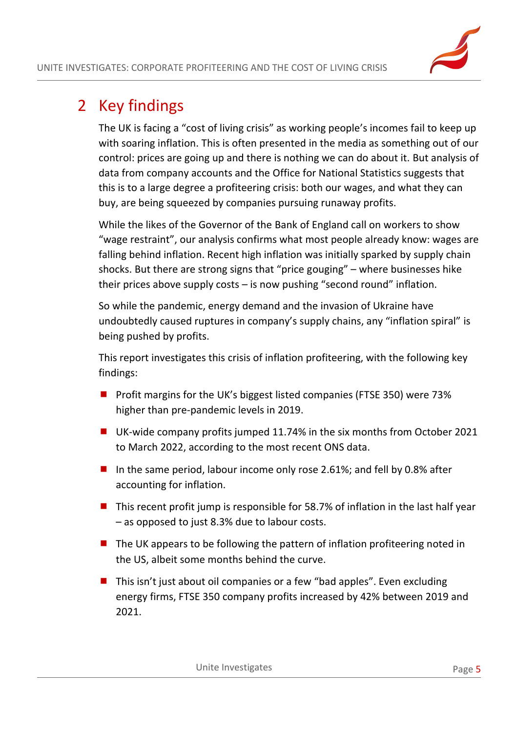## 2 Key findings

The UK is facing a "cost of living crisis" as working people's incomes fail to keep up with soaring inflation. This is often presented in the media as something out of our control: prices are going up and there is nothing we can do about it. But analysis of data from company accounts and the Office for National Statistics suggests that this is to a large degree a profiteering crisis: both our wages, and what they can buy, are being squeezed by companies pursuing runaway profits.

While the likes of the Governor of the Bank of England call on workers to show "wage restraint", our analysis confirms what most people already know: wages are falling behind inflation. Recent high inflation was initially sparked by supply chain shocks. But there are strong signs that "price gouging" – where businesses hike their prices above supply costs – is now pushing "second round" inflation.

So while the pandemic, energy demand and the invasion of Ukraine have undoubtedly caused ruptures in company's supply chains, any "inflation spiral" is being pushed by profits.

This report investigates this crisis of inflation profiteering, with the following key findings:

- Profit margins for the UK's biggest listed companies (FTSE 350) were 73% higher than pre-pandemic levels in 2019.
- UK-wide company profits jumped 11.74% in the six months from October 2021 to March 2022, according to the most recent ONS data.
- In the same period, labour income only rose 2.61%; and fell by 0.8% after accounting for inflation.
- This recent profit jump is responsible for 58.7% of inflation in the last half year – as opposed to just 8.3% due to labour costs.
- The UK appears to be following the pattern of inflation profiteering noted in the US, albeit some months behind the curve.
- This isn't just about oil companies or a few "bad apples". Even excluding energy firms, FTSE 350 company profits increased by 42% between 2019 and 2021.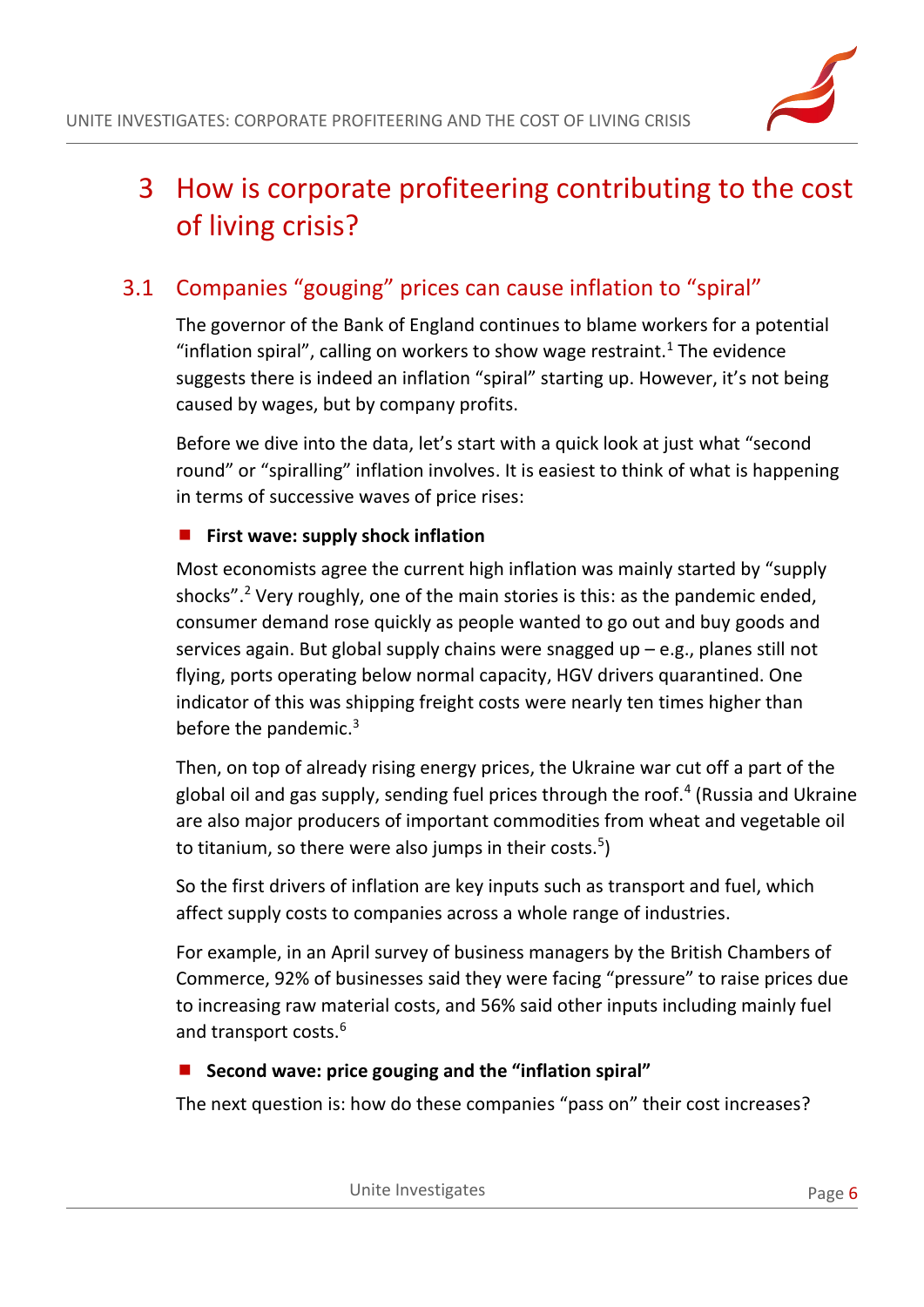# 3 How is corporate profiteering contributing to the cost of living crisis?

## 3.1 Companies "gouging" prices can cause inflation to "spiral"

The governor of the Bank of England continues to blame workers for a potential "inflation spiral", calling on workers to show wage restraint.[1] The evidence suggests there is indeed an inflation "spiral" starting up. However, it's not being caused by wages, but by company profits.

Before we dive into the data, let's start with a quick look at just what "second round" or "spiralling" inflation involves. It is easiest to think of what is happening in terms of successive waves of price rises:

- **First wave: supply shock inflation**

Most economists agree the current high inflation was mainly started by "supply shocks".[2] Very roughly, one of the main stories is this: as the pandemic ended, consumer demand rose quickly as people wanted to go out and buy goods and services again. But global supply chains were snagged up – e.g., planes still not flying, ports operating below normal capacity, HGV drivers quarantined. One indicator of this was shipping freight costs were nearly ten times higher than before the pandemic.[3]

Then, on top of already rising energy prices, the Ukraine war cut off a part of the global oil and gas supply, sending fuel prices through the roof.[4] (Russia and Ukraine are also major producers of important commodities from wheat and vegetable oil to titanium, so there were also jumps in their costs.[5])

So the first drivers of inflation are key inputs such as transport and fuel, which affect supply costs to companies across a whole range of industries.

For example, in an April survey of business managers by the British Chambers of Commerce, 92% of businesses said they were facing "pressure" to raise prices due to increasing raw material costs, and 56% said other inputs including mainly fuel and transport costs.[6]

- **Second wave: price gouging and the "inflation spiral"**

The next question is: how do these companies "pass on" their cost increases?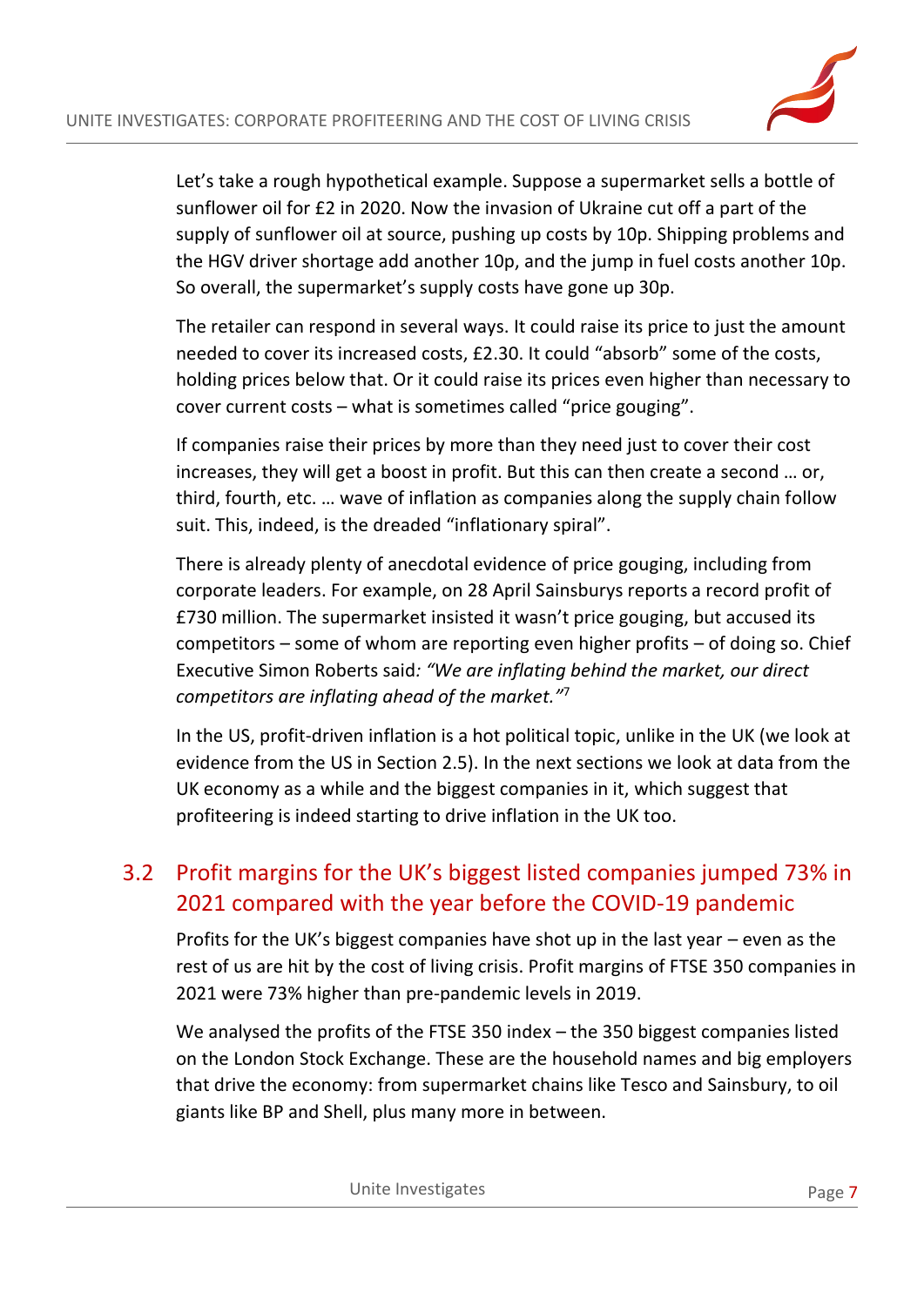Let's take a rough hypothetical example. Suppose a supermarket sells a bottle of sunflower oil for £2 in 2020. Now the invasion of Ukraine cut off a part of the supply of sunflower oil at source, pushing up costs by 10p. Shipping problems and the HGV driver shortage add another 10p, and the jump in fuel costs another 10p. So overall, the supermarket's supply costs have gone up 30p.

The retailer can respond in several ways. It could raise its price to just the amount needed to cover its increased costs, £2.30. It could "absorb" some of the costs, holding prices below that. Or it could raise its prices even higher than necessary to cover current costs – what is sometimes called "price gouging".

If companies raise their prices by more than they need just to cover their cost increases, they will get a boost in profit. But this can then create a second … or, third, fourth, etc. … wave of inflation as companies along the supply chain follow suit. This, indeed, is the dreaded "inflationary spiral".

There is already plenty of anecdotal evidence of price gouging, including from corporate leaders. For example, on 28 April Sainsburys reports a record profit of £730 million. The supermarket insisted it wasn't price gouging, but accused its competitors – some of whom are reporting even higher profits – of doing so. Chief Executive Simon Roberts said*: "We are inflating behind the market, our direct competitors are inflating ahead of the market."*[7]

In the US, profit-driven inflation is a hot political topic, unlike in the UK (we look at evidence from the US in Section 2.5). In the next sections we look at data from the UK economy as a while and the biggest companies in it, which suggest that profiteering is indeed starting to drive inflation in the UK too.

## 3.2 Profit margins for the UK's biggest listed companies jumped 73% in 2021 compared with the year before the COVID-19 pandemic

Profits for the UK's biggest companies have shot up in the last year – even as the rest of us are hit by the cost of living crisis. Profit margins of FTSE 350 companies in 2021 were 73% higher than pre-pandemic levels in 2019.

We analysed the profits of the FTSE 350 index – the 350 biggest companies listed on the London Stock Exchange. These are the household names and big employers that drive the economy: from supermarket chains like Tesco and Sainsbury, to oil giants like BP and Shell, plus many more in between.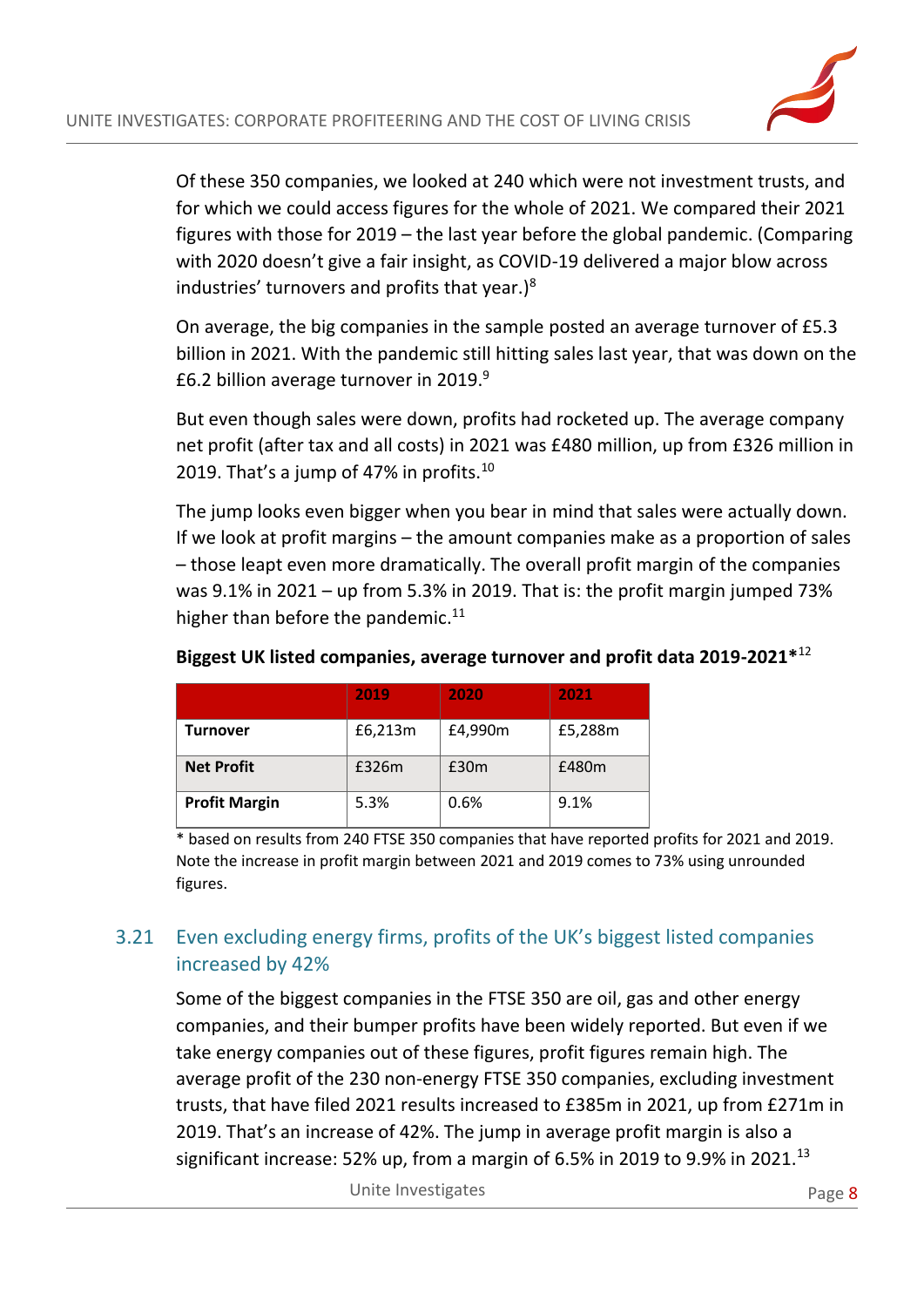Of these 350 companies, we looked at 240 which were not investment trusts, and for which we could access figures for the whole of 2021. We compared their 2021 figures with those for 2019 – the last year before the global pandemic. (Comparing with 2020 doesn't give a fair insight, as COVID-19 delivered a major blow across industries' turnovers and profits that year.)[8]

On average, the big companies in the sample posted an average turnover of £5.3 billion in 2021. With the pandemic still hitting sales last year, that was down on the £6.2 billion average turnover in 2019.[9]

But even though sales were down, profits had rocketed up. The average company net profit (after tax and all costs) in 2021 was £480 million, up from £326 million in 2019. That's a jump of 47% in profits.[10]

The jump looks even bigger when you bear in mind that sales were actually down. If we look at profit margins – the amount companies make as a proportion of sales – those leapt even more dramatically. The overall profit margin of the companies was 9.1% in 2021 – up from 5.3% in 2019. That is: the profit margin jumped 73% higher than before the pandemic.[11]

**Biggest UK listed companies, average turnover and profit data 2019-2021***[12]

| | 2019 | 2020 | 2021 |
|---|---|---|---|
| **Turnover** | £6,213m | £4,990m | £5,288m |
| **Net Profit** | £326m | £30m | £480m |
| **Profit Margin** | 5.3% | 0.6% | 9.1% |

\* based on results from 240 FTSE 350 companies that have reported profits for 2021 and 2019. Note the increase in profit margin between 2021 and 2019 comes to 73% using unrounded figures.

## 3.21 Even excluding energy firms, profits of the UK's biggest listed companies increased by 42%

Some of the biggest companies in the FTSE 350 are oil, gas and other energy companies, and their bumper profits have been widely reported. But even if we take energy companies out of these figures, profit figures remain high. The average profit of the 230 non-energy FTSE 350 companies, excluding investment trusts, that have filed 2021 results increased to £385m in 2021, up from £271m in 2019. That's an increase of 42%. The jump in average profit margin is also a significant increase: 52% up, from a margin of 6.5% in 2019 to 9.9% in 2021.[13]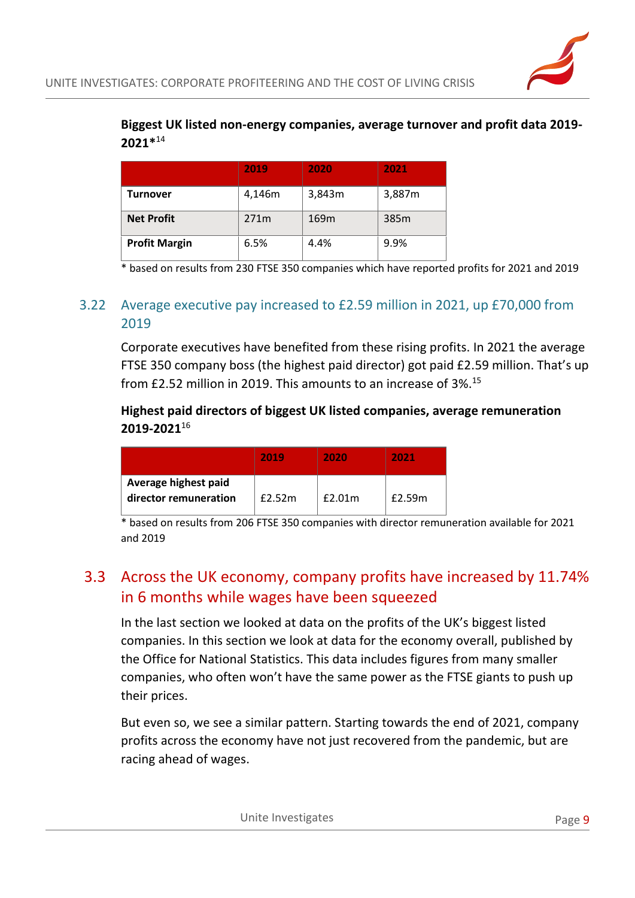**Biggest UK listed non-energy companies, average turnover and profit data 2019-2021*[14]**

| | 2019 | 2020 | 2021 |
|---|---|---|---|
| **Turnover** | 4,146m | 3,843m | 3,887m |
| **Net Profit** | 271m | 169m | 385m |
| **Profit Margin** | 6.5% | 4.4% | 9.9% |

* based on results from 230 FTSE 350 companies which have reported profits for 2021 and 2019

### 3.22 Average executive pay increased to £2.59 million in 2021, up £70,000 from 2019

Corporate executives have benefited from these rising profits. In 2021 the average FTSE 350 company boss (the highest paid director) got paid £2.59 million. That's up from £2.52 million in 2019. This amounts to an increase of 3%.[15]

**Highest paid directors of biggest UK listed companies, average remuneration 2019-2021[16]**

| | 2019 | 2020 | 2021 |
|---|---|---|---|
| **Average highest paid director remuneration** | £2.52m | £2.01m | £2.59m |

* based on results from 206 FTSE 350 companies with director remuneration available for 2021 and 2019

## 3.3 Across the UK economy, company profits have increased by 11.74% in 6 months while wages have been squeezed

In the last section we looked at data on the profits of the UK's biggest listed companies. In this section we look at data for the economy overall, published by the Office for National Statistics. This data includes figures from many smaller companies, who often won't have the same power as the FTSE giants to push up their prices.

But even so, we see a similar pattern. Starting towards the end of 2021, company profits across the economy have not just recovered from the pandemic, but are racing ahead of wages.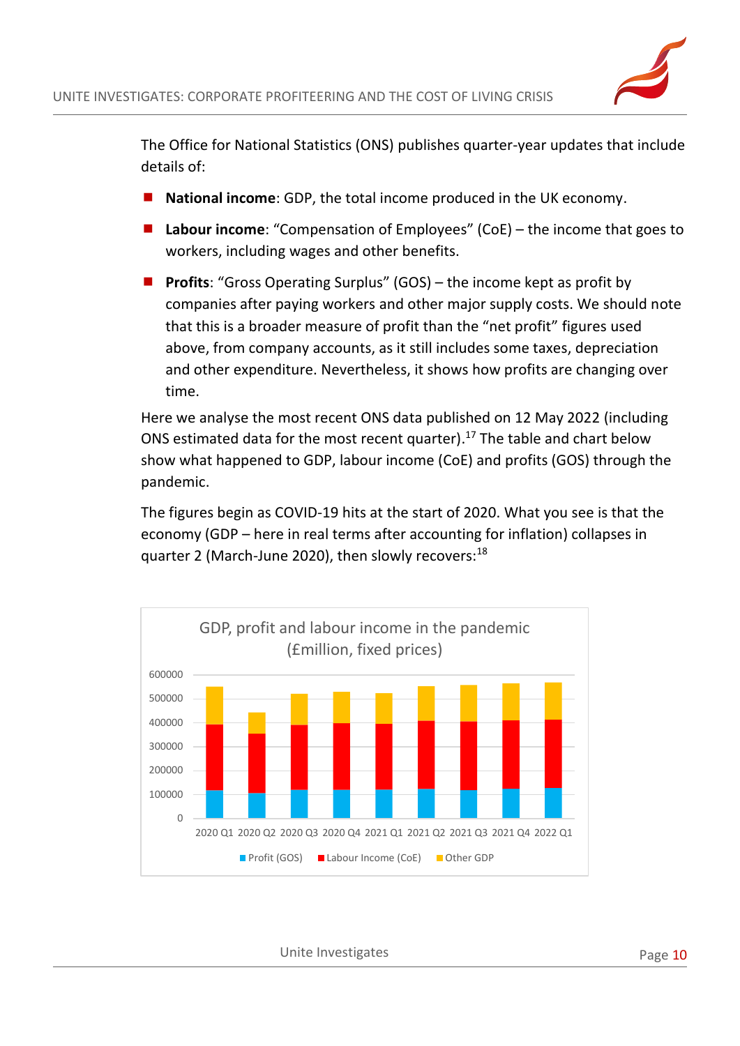The Office for National Statistics (ONS) publishes quarter-year updates that include details of:

- **National income**: GDP, the total income produced in the UK economy.
- **Labour income**: “Compensation of Employees” (CoE) – the income that goes to workers, including wages and other benefits.
- **Profits**: “Gross Operating Surplus” (GOS) – the income kept as profit by companies after paying workers and other major supply costs. We should note that this is a broader measure of profit than the “net profit” figures used above, from company accounts, as it still includes some taxes, depreciation and other expenditure. Nevertheless, it shows how profits are changing over time.

Here we analyse the most recent ONS data published on 12 May 2022 (including ONS estimated data for the most recent quarter).[17] The table and chart below show what happened to GDP, labour income (CoE) and profits (GOS) through the pandemic.

The figures begin as COVID-19 hits at the start of 2020. What you see is that the economy (GDP – here in real terms after accounting for inflation) collapses in quarter 2 (March-June 2020), then slowly recovers:[18]

GDP, profit and labour income in the pandemic (£million, fixed prices)

2020 Q1, 2020 Q2, 2020 Q3, 2020 Q4, 2021 Q1, 2021 Q2, 2021 Q3, 2021 Q4, 2022 Q1

Profit (GOS), Labour Income (CoE), Other GDP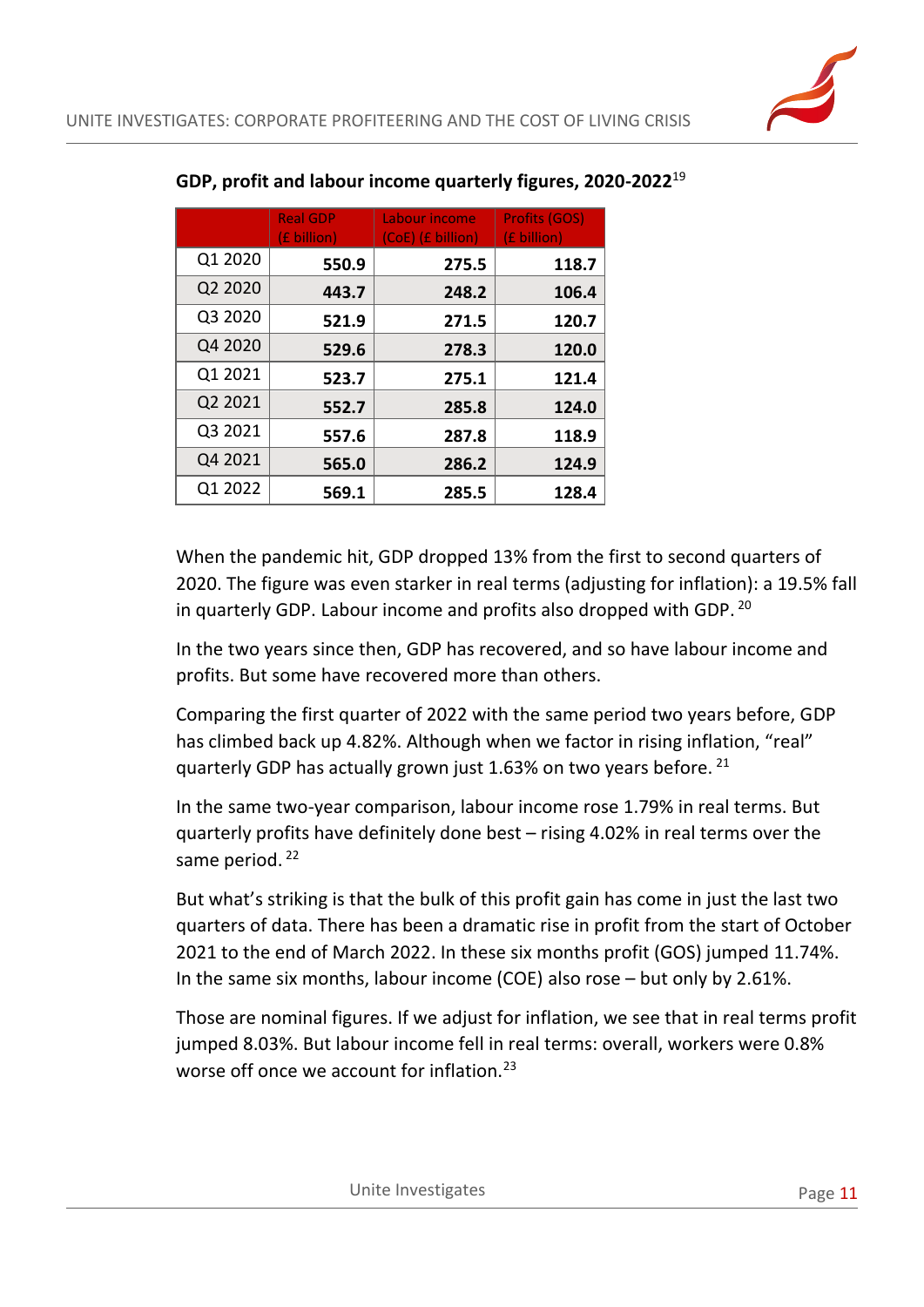**GDP, profit and labour income quarterly figures, 2020-2022**[19]

| | Real GDP (£ billion) | Labour income (CoE) (£ billion) | Profits (GOS) (£ billion) |
|---|---|---|---|
| Q1 2020 | **550.9** | **275.5** | **118.7** |
| Q2 2020 | **443.7** | **248.2** | **106.4** |
| Q3 2020 | **521.9** | **271.5** | **120.7** |
| Q4 2020 | **529.6** | **278.3** | **120.0** |
| Q1 2021 | **523.7** | **275.1** | **121.4** |
| Q2 2021 | **552.7** | **285.8** | **124.0** |
| Q3 2021 | **557.6** | **287.8** | **118.9** |
| Q4 2021 | **565.0** | **286.2** | **124.9** |
| Q1 2022 | **569.1** | **285.5** | **128.4** |

When the pandemic hit, GDP dropped 13% from the first to second quarters of 2020. The figure was even starker in real terms (adjusting for inflation): a 19.5% fall in quarterly GDP. Labour income and profits also dropped with GDP.[20]

In the two years since then, GDP has recovered, and so have labour income and profits. But some have recovered more than others.

Comparing the first quarter of 2022 with the same period two years before, GDP has climbed back up 4.82%. Although when we factor in rising inflation, "real" quarterly GDP has actually grown just 1.63% on two years before.[21]

In the same two-year comparison, labour income rose 1.79% in real terms. But quarterly profits have definitely done best – rising 4.02% in real terms over the same period.[22]

But what's striking is that the bulk of this profit gain has come in just the last two quarters of data. There has been a dramatic rise in profit from the start of October 2021 to the end of March 2022. In these six months profit (GOS) jumped 11.74%. In the same six months, labour income (COE) also rose – but only by 2.61%.

Those are nominal figures. If we adjust for inflation, we see that in real terms profit jumped 8.03%. But labour income fell in real terms: overall, workers were 0.8% worse off once we account for inflation.[23]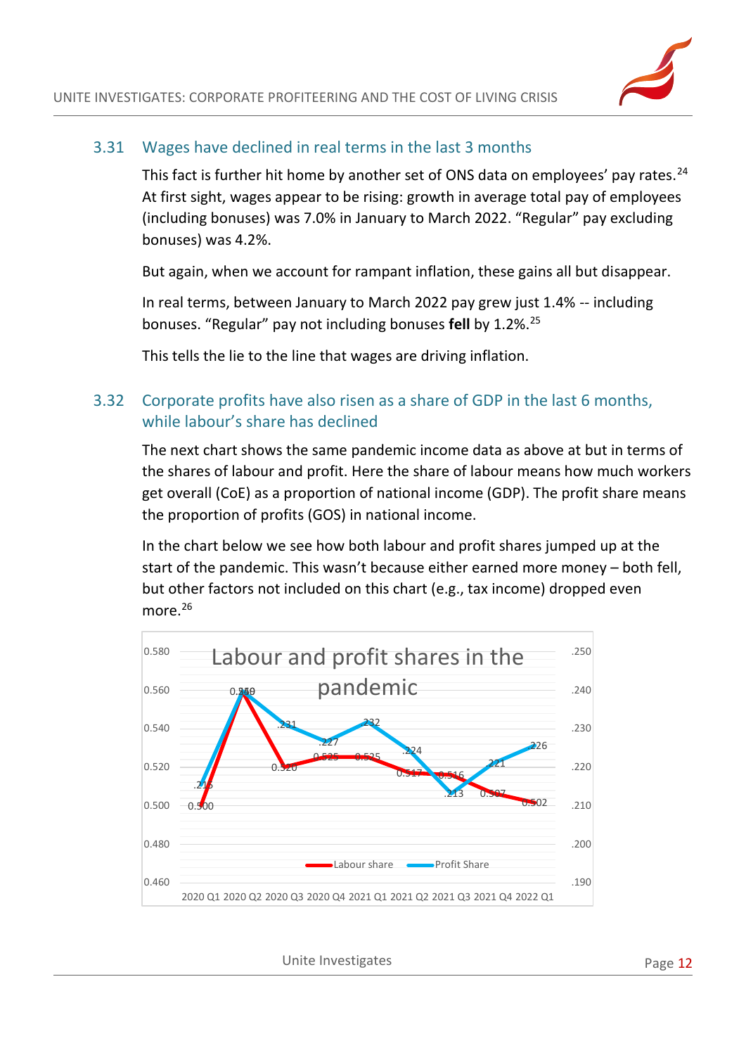### 3.31 Wages have declined in real terms in the last 3 months

This fact is further hit home by another set of ONS data on employees' pay rates.[24] At first sight, wages appear to be rising: growth in average total pay of employees (including bonuses) was 7.0% in January to March 2022. "Regular" pay excluding bonuses) was 4.2%.

But again, when we account for rampant inflation, these gains all but disappear.

In real terms, between January to March 2022 pay grew just 1.4% -- including bonuses. "Regular" pay not including bonuses **fell** by 1.2%.[25]

This tells the lie to the line that wages are driving inflation.

### 3.32 Corporate profits have also risen as a share of GDP in the last 6 months, while labour's share has declined

The next chart shows the same pandemic income data as above at but in terms of the shares of labour and profit. Here the share of labour means how much workers get overall (CoE) as a proportion of national income (GDP). The profit share means the proportion of profits (GOS) in national income.

In the chart below we see how both labour and profit shares jumped up at the start of the pandemic. This wasn't because either earned more money – both fell, but other factors not included on this chart (e.g., tax income) dropped even more.[26]

**Labour and profit shares in the pandemic**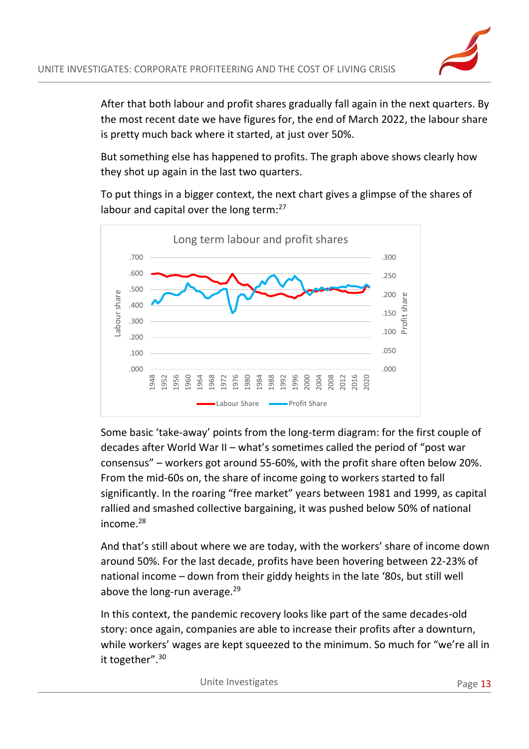After that both labour and profit shares gradually fall again in the next quarters. By the most recent date we have figures for, the end of March 2022, the labour share is pretty much back where it started, at just over 50%.

But something else has happened to profits. The graph above shows clearly how they shot up again in the last two quarters.

To put things in a bigger context, the next chart gives a glimpse of the shares of labour and capital over the long term:[27]

Some basic 'take-away' points from the long-term diagram: for the first couple of decades after World War II – what's sometimes called the period of "post war consensus" – workers got around 55-60%, with the profit share often below 20%. From the mid-60s on, the share of income going to workers started to fall significantly. In the roaring "free market" years between 1981 and 1999, as capital rallied and smashed collective bargaining, it was pushed below 50% of national income.[28]

And that's still about where we are today, with the workers' share of income down around 50%. For the last decade, profits have been hovering between 22-23% of national income – down from their giddy heights in the late '80s, but still well above the long-run average.[29]

In this context, the pandemic recovery looks like part of the same decades-old story: once again, companies are able to increase their profits after a downturn, while workers' wages are kept squeezed to the minimum. So much for "we're all in it together".[30]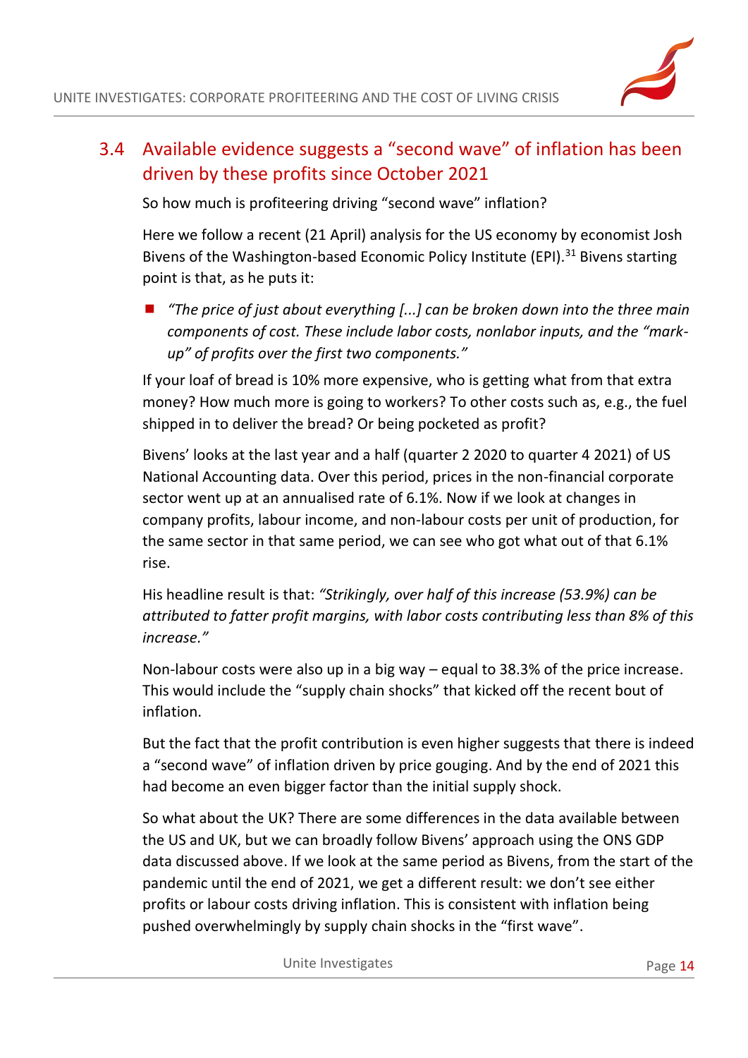## 3.4 Available evidence suggests a "second wave" of inflation has been driven by these profits since October 2021

So how much is profiteering driving "second wave" inflation?

Here we follow a recent (21 April) analysis for the US economy by economist Josh Bivens of the Washington-based Economic Policy Institute (EPI).[31] Bivens starting point is that, as he puts it:

- *"The price of just about everything [...] can be broken down into the three main components of cost. These include labor costs, nonlabor inputs, and the "mark-up" of profits over the first two components."*

If your loaf of bread is 10% more expensive, who is getting what from that extra money? How much more is going to workers? To other costs such as, e.g., the fuel shipped in to deliver the bread? Or being pocketed as profit?

Bivens' looks at the last year and a half (quarter 2 2020 to quarter 4 2021) of US National Accounting data. Over this period, prices in the non-financial corporate sector went up at an annualised rate of 6.1%. Now if we look at changes in company profits, labour income, and non-labour costs per unit of production, for the same sector in that same period, we can see who got what out of that 6.1% rise.

His headline result is that: *"Strikingly, over half of this increase (53.9%) can be attributed to fatter profit margins, with labor costs contributing less than 8% of this increase."*

Non-labour costs were also up in a big way – equal to 38.3% of the price increase. This would include the "supply chain shocks" that kicked off the recent bout of inflation.

But the fact that the profit contribution is even higher suggests that there is indeed a "second wave" of inflation driven by price gouging. And by the end of 2021 this had become an even bigger factor than the initial supply shock.

So what about the UK? There are some differences in the data available between the US and UK, but we can broadly follow Bivens' approach using the ONS GDP data discussed above. If we look at the same period as Bivens, from the start of the pandemic until the end of 2021, we get a different result: we don't see either profits or labour costs driving inflation. This is consistent with inflation being pushed overwhelmingly by supply chain shocks in the "first wave".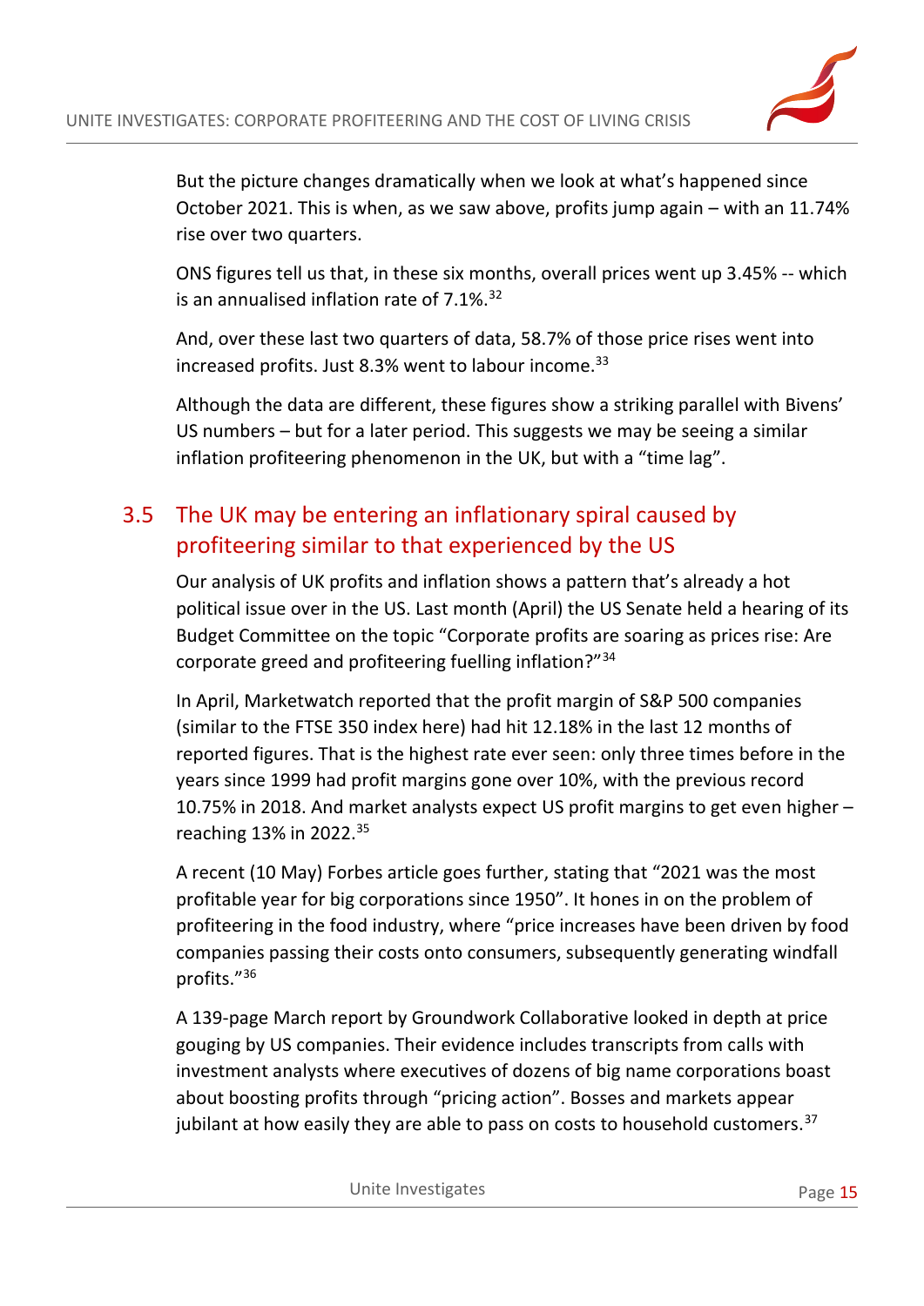But the picture changes dramatically when we look at what's happened since October 2021. This is when, as we saw above, profits jump again – with an 11.74% rise over two quarters.

ONS figures tell us that, in these six months, overall prices went up 3.45% -- which is an annualised inflation rate of 7.1%.[32]

And, over these last two quarters of data, 58.7% of those price rises went into increased profits. Just 8.3% went to labour income.[33]

Although the data are different, these figures show a striking parallel with Bivens' US numbers – but for a later period. This suggests we may be seeing a similar inflation profiteering phenomenon in the UK, but with a "time lag".

## 3.5 The UK may be entering an inflationary spiral caused by profiteering similar to that experienced by the US

Our analysis of UK profits and inflation shows a pattern that's already a hot political issue over in the US. Last month (April) the US Senate held a hearing of its Budget Committee on the topic "Corporate profits are soaring as prices rise: Are corporate greed and profiteering fuelling inflation?"[34]

In April, Marketwatch reported that the profit margin of S&P 500 companies (similar to the FTSE 350 index here) had hit 12.18% in the last 12 months of reported figures. That is the highest rate ever seen: only three times before in the years since 1999 had profit margins gone over 10%, with the previous record 10.75% in 2018. And market analysts expect US profit margins to get even higher – reaching 13% in 2022.[35]

A recent (10 May) Forbes article goes further, stating that "2021 was the most profitable year for big corporations since 1950". It hones in on the problem of profiteering in the food industry, where "price increases have been driven by food companies passing their costs onto consumers, subsequently generating windfall profits."[36]

A 139-page March report by Groundwork Collaborative looked in depth at price gouging by US companies. Their evidence includes transcripts from calls with investment analysts where executives of dozens of big name corporations boast about boosting profits through "pricing action". Bosses and markets appear jubilant at how easily they are able to pass on costs to household customers.[37]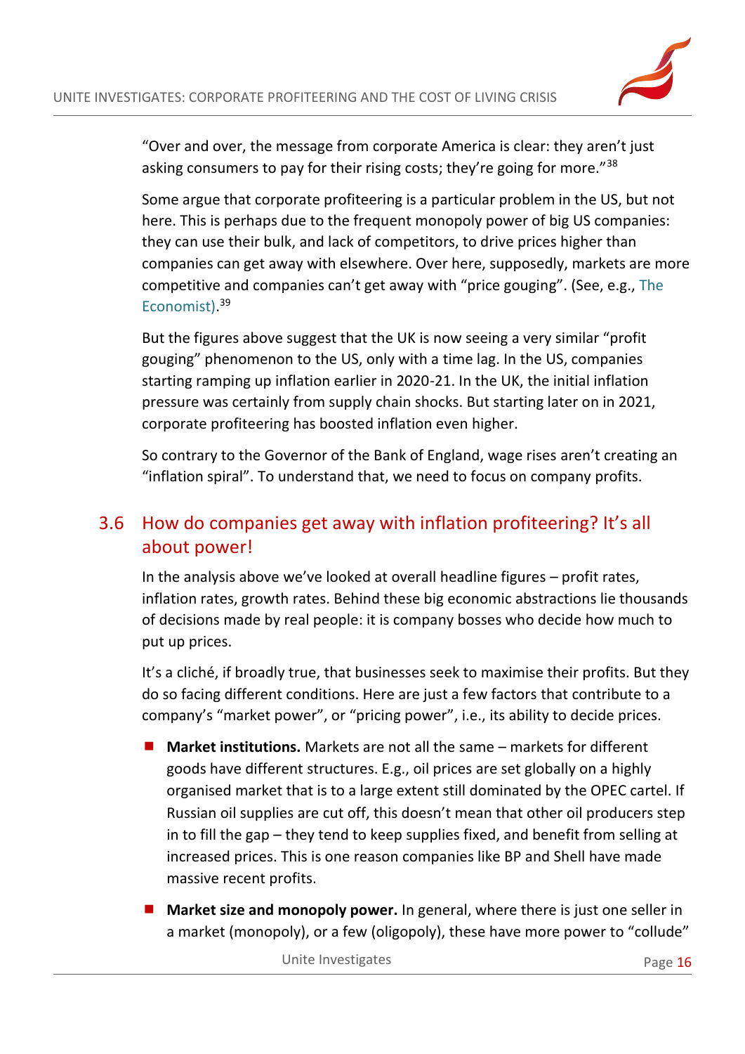"Over and over, the message from corporate America is clear: they aren't just asking consumers to pay for their rising costs; they're going for more."[38]

Some argue that corporate profiteering is a particular problem in the US, but not here. This is perhaps due to the frequent monopoly power of big US companies: they can use their bulk, and lack of competitors, to drive prices higher than companies can get away with elsewhere. Over here, supposedly, markets are more competitive and companies can't get away with "price gouging". (See, e.g., The Economist).[39]

But the figures above suggest that the UK is now seeing a very similar "profit gouging" phenomenon to the US, only with a time lag. In the US, companies starting ramping up inflation earlier in 2020-21. In the UK, the initial inflation pressure was certainly from supply chain shocks. But starting later on in 2021, corporate profiteering has boosted inflation even higher.

So contrary to the Governor of the Bank of England, wage rises aren't creating an "inflation spiral". To understand that, we need to focus on company profits.

## 3.6 How do companies get away with inflation profiteering? It's all about power!

In the analysis above we've looked at overall headline figures – profit rates, inflation rates, growth rates. Behind these big economic abstractions lie thousands of decisions made by real people: it is company bosses who decide how much to put up prices.

It's a cliché, if broadly true, that businesses seek to maximise their profits. But they do so facing different conditions. Here are just a few factors that contribute to a company's "market power", or "pricing power", i.e., its ability to decide prices.

- **Market institutions.** Markets are not all the same – markets for different goods have different structures. E.g., oil prices are set globally on a highly organised market that is to a large extent still dominated by the OPEC cartel. If Russian oil supplies are cut off, this doesn't mean that other oil producers step in to fill the gap – they tend to keep supplies fixed, and benefit from selling at increased prices. This is one reason companies like BP and Shell have made massive recent profits.
- **Market size and monopoly power.** In general, where there is just one seller in a market (monopoly), or a few (oligopoly), these have more power to "collude"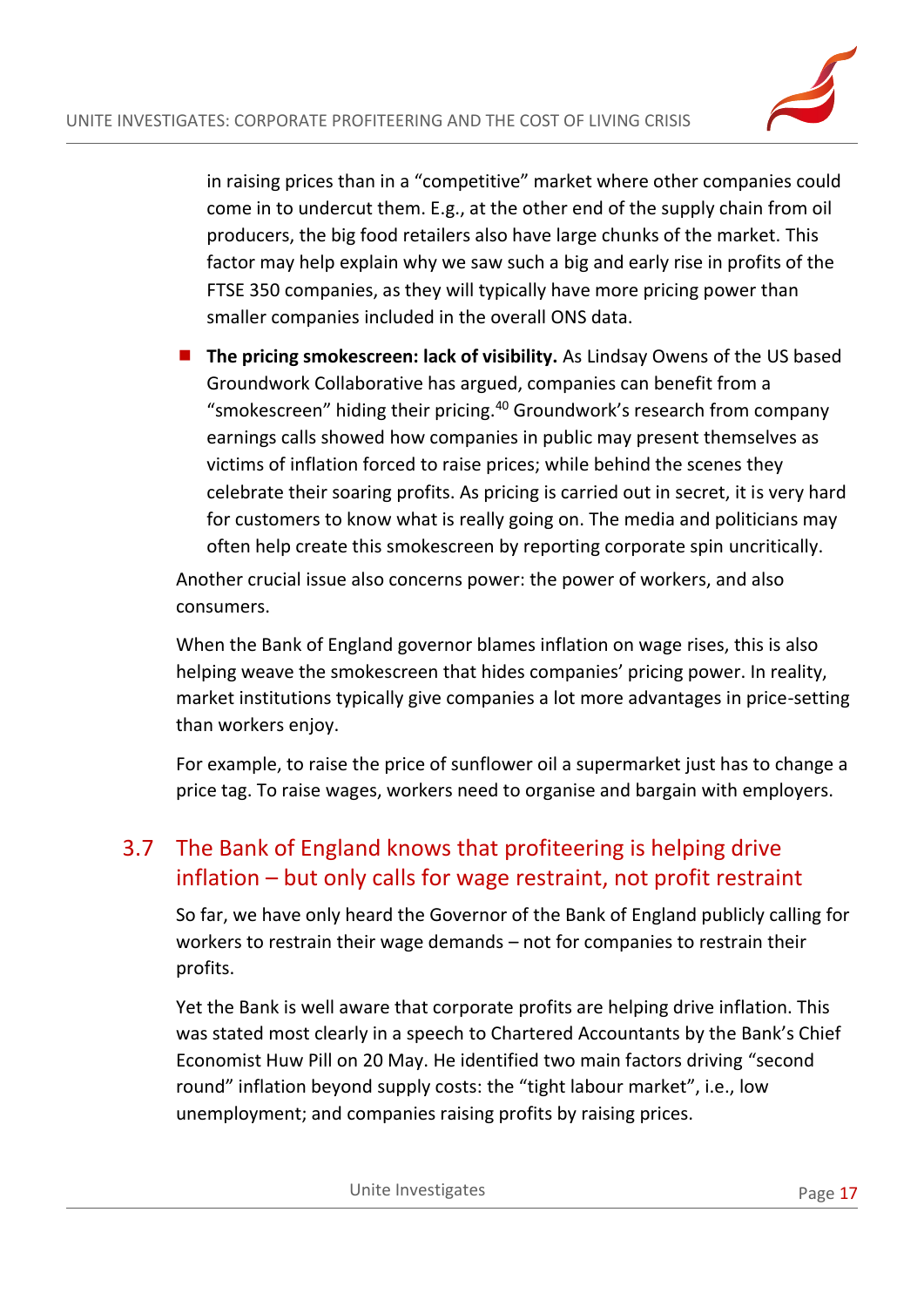in raising prices than in a "competitive" market where other companies could come in to undercut them. E.g., at the other end of the supply chain from oil producers, the big food retailers also have large chunks of the market. This factor may help explain why we saw such a big and early rise in profits of the FTSE 350 companies, as they will typically have more pricing power than smaller companies included in the overall ONS data.

- **The pricing smokescreen: lack of visibility.** As Lindsay Owens of the US based Groundwork Collaborative has argued, companies can benefit from a "smokescreen" hiding their pricing.[40] Groundwork's research from company earnings calls showed how companies in public may present themselves as victims of inflation forced to raise prices; while behind the scenes they celebrate their soaring profits. As pricing is carried out in secret, it is very hard for customers to know what is really going on. The media and politicians may often help create this smokescreen by reporting corporate spin uncritically.

Another crucial issue also concerns power: the power of workers, and also consumers.

When the Bank of England governor blames inflation on wage rises, this is also helping weave the smokescreen that hides companies' pricing power. In reality, market institutions typically give companies a lot more advantages in price-setting than workers enjoy.

For example, to raise the price of sunflower oil a supermarket just has to change a price tag. To raise wages, workers need to organise and bargain with employers.

## 3.7 The Bank of England knows that profiteering is helping drive inflation – but only calls for wage restraint, not profit restraint

So far, we have only heard the Governor of the Bank of England publicly calling for workers to restrain their wage demands – not for companies to restrain their profits.

Yet the Bank is well aware that corporate profits are helping drive inflation. This was stated most clearly in a speech to Chartered Accountants by the Bank's Chief Economist Huw Pill on 20 May. He identified two main factors driving "second round" inflation beyond supply costs: the "tight labour market", i.e., low unemployment; and companies raising profits by raising prices.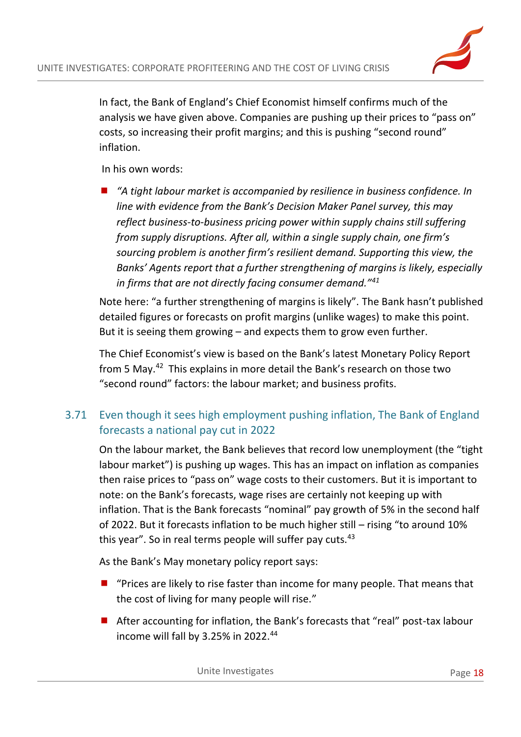In fact, the Bank of England's Chief Economist himself confirms much of the analysis we have given above. Companies are pushing up their prices to "pass on" costs, so increasing their profit margins; and this is pushing "second round" inflation.

In his own words:

- *"A tight labour market is accompanied by resilience in business confidence. In line with evidence from the Bank's Decision Maker Panel survey, this may reflect business-to-business pricing power within supply chains still suffering from supply disruptions. After all, within a single supply chain, one firm's sourcing problem is another firm's resilient demand. Supporting this view, the Banks' Agents report that a further strengthening of margins is likely, especially in firms that are not directly facing consumer demand."*[41]

Note here: "a further strengthening of margins is likely". The Bank hasn't published detailed figures or forecasts on profit margins (unlike wages) to make this point. But it is seeing them growing – and expects them to grow even further.

The Chief Economist's view is based on the Bank's latest Monetary Policy Report from 5 May.[42] This explains in more detail the Bank's research on those two "second round" factors: the labour market; and business profits.

## 3.71 Even though it sees high employment pushing inflation, The Bank of England forecasts a national pay cut in 2022

On the labour market, the Bank believes that record low unemployment (the "tight labour market") is pushing up wages. This has an impact on inflation as companies then raise prices to "pass on" wage costs to their customers. But it is important to note: on the Bank's forecasts, wage rises are certainly not keeping up with inflation. That is the Bank forecasts "nominal" pay growth of 5% in the second half of 2022. But it forecasts inflation to be much higher still – rising "to around 10% this year". So in real terms people will suffer pay cuts.[43]

As the Bank's May monetary policy report says:

- "Prices are likely to rise faster than income for many people. That means that the cost of living for many people will rise."
- After accounting for inflation, the Bank's forecasts that "real" post-tax labour income will fall by 3.25% in 2022.[44]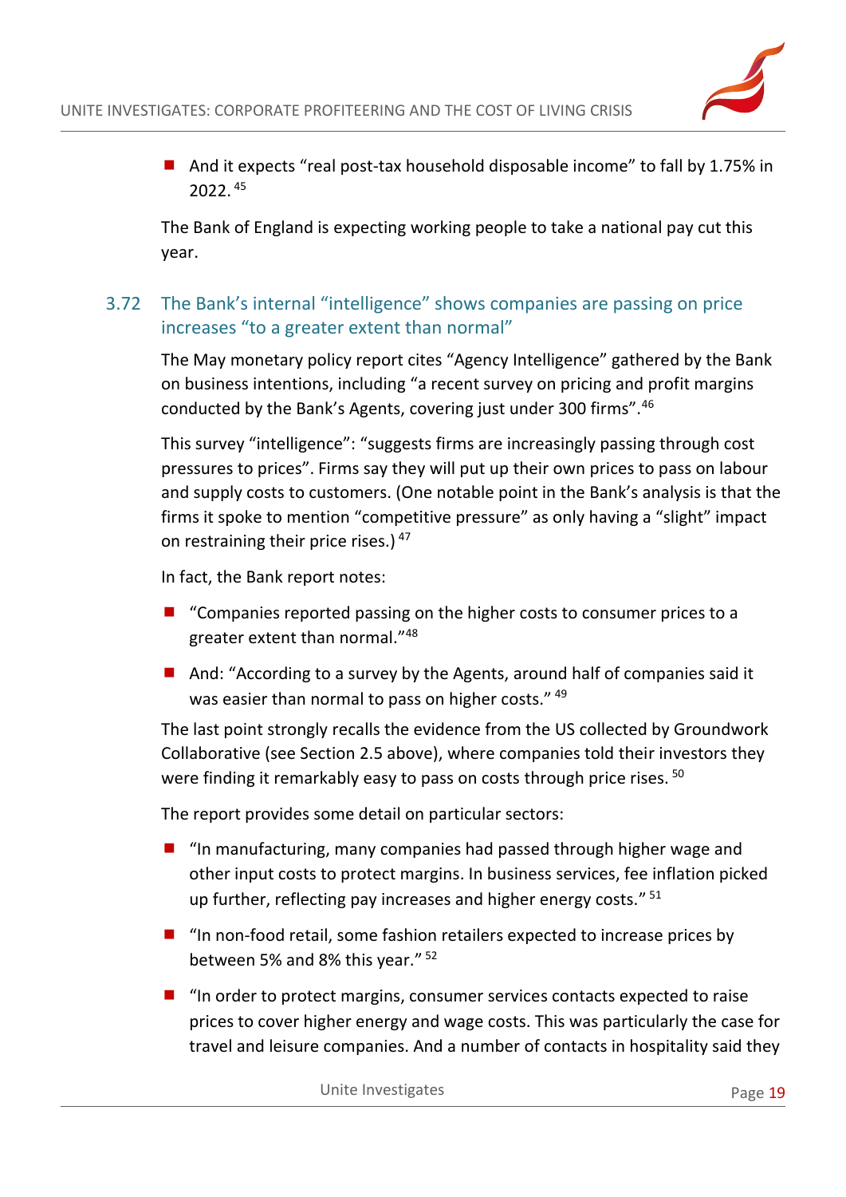- And it expects "real post-tax household disposable income" to fall by 1.75% in 2022. [45]

The Bank of England is expecting working people to take a national pay cut this year.

### 3.72 The Bank's internal "intelligence" shows companies are passing on price increases "to a greater extent than normal"

The May monetary policy report cites "Agency Intelligence" gathered by the Bank on business intentions, including "a recent survey on pricing and profit margins conducted by the Bank's Agents, covering just under 300 firms".[46]

This survey "intelligence": "suggests firms are increasingly passing through cost pressures to prices". Firms say they will put up their own prices to pass on labour and supply costs to customers. (One notable point in the Bank's analysis is that the firms it spoke to mention "competitive pressure" as only having a "slight" impact on restraining their price rises.) [47]

In fact, the Bank report notes:

- "Companies reported passing on the higher costs to consumer prices to a greater extent than normal."[48]
- And: "According to a survey by the Agents, around half of companies said it was easier than normal to pass on higher costs." [49]

The last point strongly recalls the evidence from the US collected by Groundwork Collaborative (see Section 2.5 above), where companies told their investors they were finding it remarkably easy to pass on costs through price rises. [50]

The report provides some detail on particular sectors:

- "In manufacturing, many companies had passed through higher wage and other input costs to protect margins. In business services, fee inflation picked up further, reflecting pay increases and higher energy costs." [51]
- "In non-food retail, some fashion retailers expected to increase prices by between 5% and 8% this year." [52]
- "In order to protect margins, consumer services contacts expected to raise prices to cover higher energy and wage costs. This was particularly the case for travel and leisure companies. And a number of contacts in hospitality said they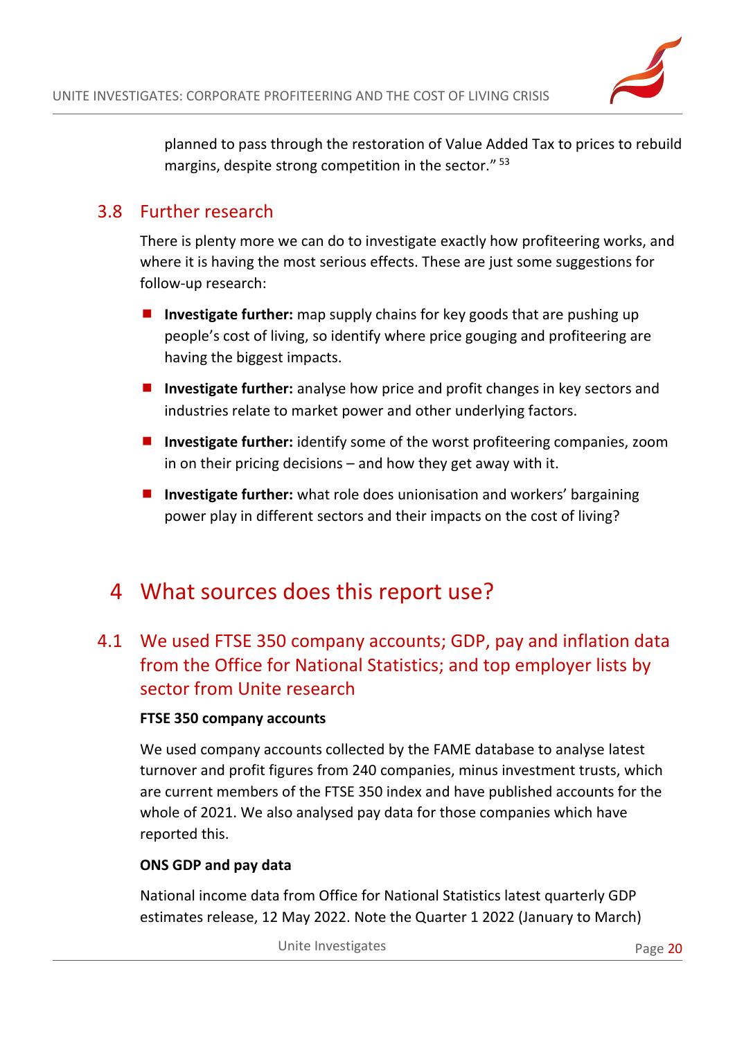planned to pass through the restoration of Value Added Tax to prices to rebuild margins, despite strong competition in the sector." [53]

## 3.8 Further research

There is plenty more we can do to investigate exactly how profiteering works, and where it is having the most serious effects. These are just some suggestions for follow-up research:

- **Investigate further:** map supply chains for key goods that are pushing up people's cost of living, so identify where price gouging and profiteering are having the biggest impacts.
- **Investigate further:** analyse how price and profit changes in key sectors and industries relate to market power and other underlying factors.
- **Investigate further:** identify some of the worst profiteering companies, zoom in on their pricing decisions – and how they get away with it.
- **Investigate further:** what role does unionisation and workers' bargaining power play in different sectors and their impacts on the cost of living?

# 4 What sources does this report use?

## 4.1 We used FTSE 350 company accounts; GDP, pay and inflation data from the Office for National Statistics; and top employer lists by sector from Unite research

**FTSE 350 company accounts**

We used company accounts collected by the FAME database to analyse latest turnover and profit figures from 240 companies, minus investment trusts, which are current members of the FTSE 350 index and have published accounts for the whole of 2021. We also analysed pay data for those companies which have reported this.

**ONS GDP and pay data**

National income data from Office for National Statistics latest quarterly GDP estimates release, 12 May 2022. Note the Quarter 1 2022 (January to March)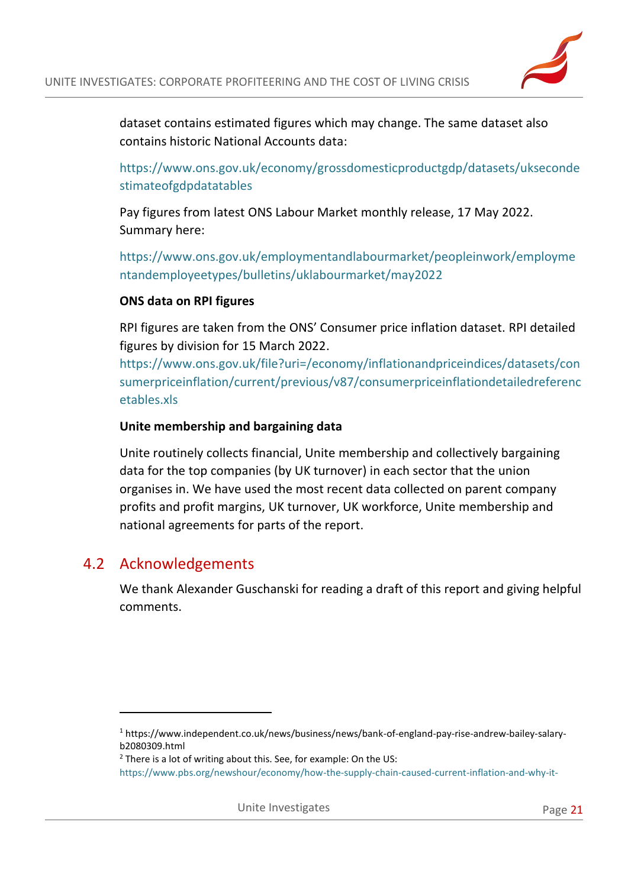dataset contains estimated figures which may change. The same dataset also contains historic National Accounts data:

https://www.ons.gov.uk/economy/grossdomesticproductgdp/datasets/uksecondestimateofgdpdatatables

Pay figures from latest ONS Labour Market monthly release, 17 May 2022. Summary here:

https://www.ons.gov.uk/employmentandlabourmarket/peopleinwork/employmentandemployeetypes/bulletins/uklabourmarket/may2022

**ONS data on RPI figures**

RPI figures are taken from the ONS' Consumer price inflation dataset. RPI detailed figures by division for 15 March 2022.
https://www.ons.gov.uk/file?uri=/economy/inflationandpriceindices/datasets/consumerpriceinflation/current/previous/v87/consumerpriceinflationdetailedreferencetables.xls

**Unite membership and bargaining data**

Unite routinely collects financial, Unite membership and collectively bargaining data for the top companies (by UK turnover) in each sector that the union organises in. We have used the most recent data collected on parent company profits and profit margins, UK turnover, UK workforce, Unite membership and national agreements for parts of the report.

## 4.2 Acknowledgements

We thank Alexander Guschanski for reading a draft of this report and giving helpful comments.

---

[1] https://www.independent.co.uk/news/business/news/bank-of-england-pay-rise-andrew-bailey-salary-b2080309.html

[2] There is a lot of writing about this. See, for example: On the US: https://www.pbs.org/newshour/economy/how-the-supply-chain-caused-current-inflation-and-why-it-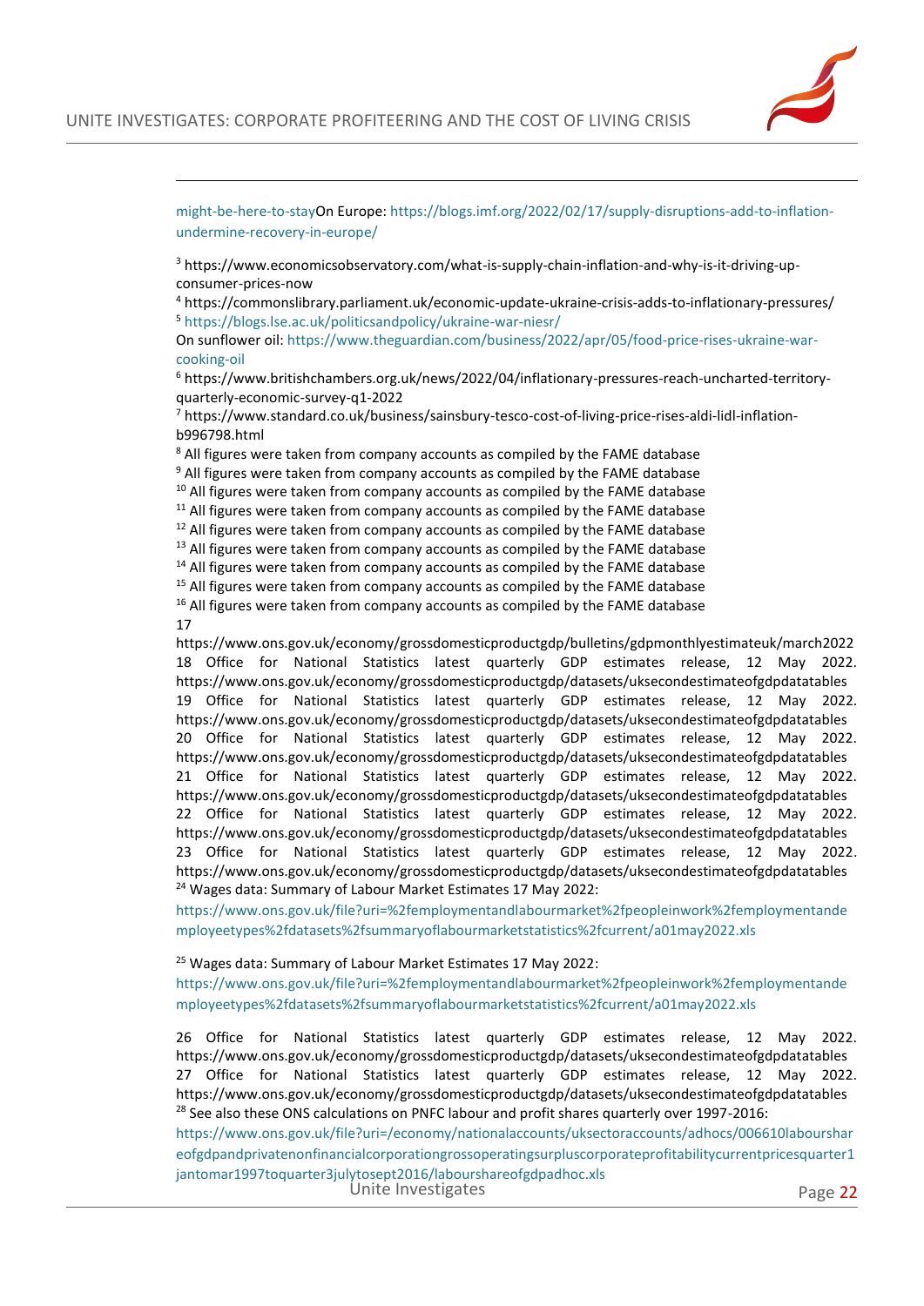might-be-here-to-stayOn Europe: https://blogs.imf.org/2022/02/17/supply-disruptions-add-to-inflation-undermine-recovery-in-europe/

[3] https://www.economicsobservatory.com/what-is-supply-chain-inflation-and-why-is-it-driving-up-consumer-prices-now

[4] https://commonslibrary.parliament.uk/economic-update-ukraine-crisis-adds-to-inflationary-pressures/

[5] https://blogs.lse.ac.uk/politicsandpolicy/ukraine-war-niesr/

On sunflower oil: https://www.theguardian.com/business/2022/apr/05/food-price-rises-ukraine-war-cooking-oil

[6] https://www.britishchambers.org.uk/news/2022/04/inflationary-pressures-reach-uncharted-territory-quarterly-economic-survey-q1-2022

[7] https://www.standard.co.uk/business/sainsbury-tesco-cost-of-living-price-rises-aldi-lidl-inflation-b996798.html

[8] All figures were taken from company accounts as compiled by the FAME database

[9] All figures were taken from company accounts as compiled by the FAME database

[10] All figures were taken from company accounts as compiled by the FAME database

[11] All figures were taken from company accounts as compiled by the FAME database

[12] All figures were taken from company accounts as compiled by the FAME database

[13] All figures were taken from company accounts as compiled by the FAME database

[14] All figures were taken from company accounts as compiled by the FAME database

[15] All figures were taken from company accounts as compiled by the FAME database

[16] All figures were taken from company accounts as compiled by the FAME database

17 https://www.ons.gov.uk/economy/grossdomesticproductgdp/bulletins/gdpmonthlyestimateuk/march2022

18 Office for National Statistics latest quarterly GDP estimates release, 12 May 2022. https://www.ons.gov.uk/economy/grossdomesticproductgdp/datasets/uksecondestimateofgdpdatatables

19 Office for National Statistics latest quarterly GDP estimates release, 12 May 2022. https://www.ons.gov.uk/economy/grossdomesticproductgdp/datasets/uksecondestimateofgdpdatatables

20 Office for National Statistics latest quarterly GDP estimates release, 12 May 2022. https://www.ons.gov.uk/economy/grossdomesticproductgdp/datasets/uksecondestimateofgdpdatatables

21 Office for National Statistics latest quarterly GDP estimates release, 12 May 2022. https://www.ons.gov.uk/economy/grossdomesticproductgdp/datasets/uksecondestimateofgdpdatatables

22 Office for National Statistics latest quarterly GDP estimates release, 12 May 2022. https://www.ons.gov.uk/economy/grossdomesticproductgdp/datasets/uksecondestimateofgdpdatatables

23 Office for National Statistics latest quarterly GDP estimates release, 12 May 2022. https://www.ons.gov.uk/economy/grossdomesticproductgdp/datasets/uksecondestimateofgdpdatatables

[24] Wages data: Summary of Labour Market Estimates 17 May 2022:

https://www.ons.gov.uk/file?uri=%2femploymentandlabourmarket%2fpeopleinwork%2femploymentandemployeetypes%2fdatasets%2fsummaryoflabourmarketstatistics%2fcurrent/a01may2022.xls

[25] Wages data: Summary of Labour Market Estimates 17 May 2022:

https://www.ons.gov.uk/file?uri=%2femploymentandlabourmarket%2fpeopleinwork%2femploymentandemployeetypes%2fdatasets%2fsummaryoflabourmarketstatistics%2fcurrent/a01may2022.xls

26 Office for National Statistics latest quarterly GDP estimates release, 12 May 2022. https://www.ons.gov.uk/economy/grossdomesticproductgdp/datasets/uksecondestimateofgdpdatatables

27 Office for National Statistics latest quarterly GDP estimates release, 12 May 2022. https://www.ons.gov.uk/economy/grossdomesticproductgdp/datasets/uksecondestimateofgdpdatatables

[28] See also these ONS calculations on PNFC labour and profit shares quarterly over 1997-2016:

https://www.ons.gov.uk/file?uri=/economy/nationalaccounts/uksectoraccounts/adhocs/006610labourshareofgdpandprivatenonfinancialcorporationgrossoperatingsurpluscorporateprofitabilitycurrentpricesquarter1jantomar1997toquarter3julytosept2016/labourshareofgdpadhoc.xls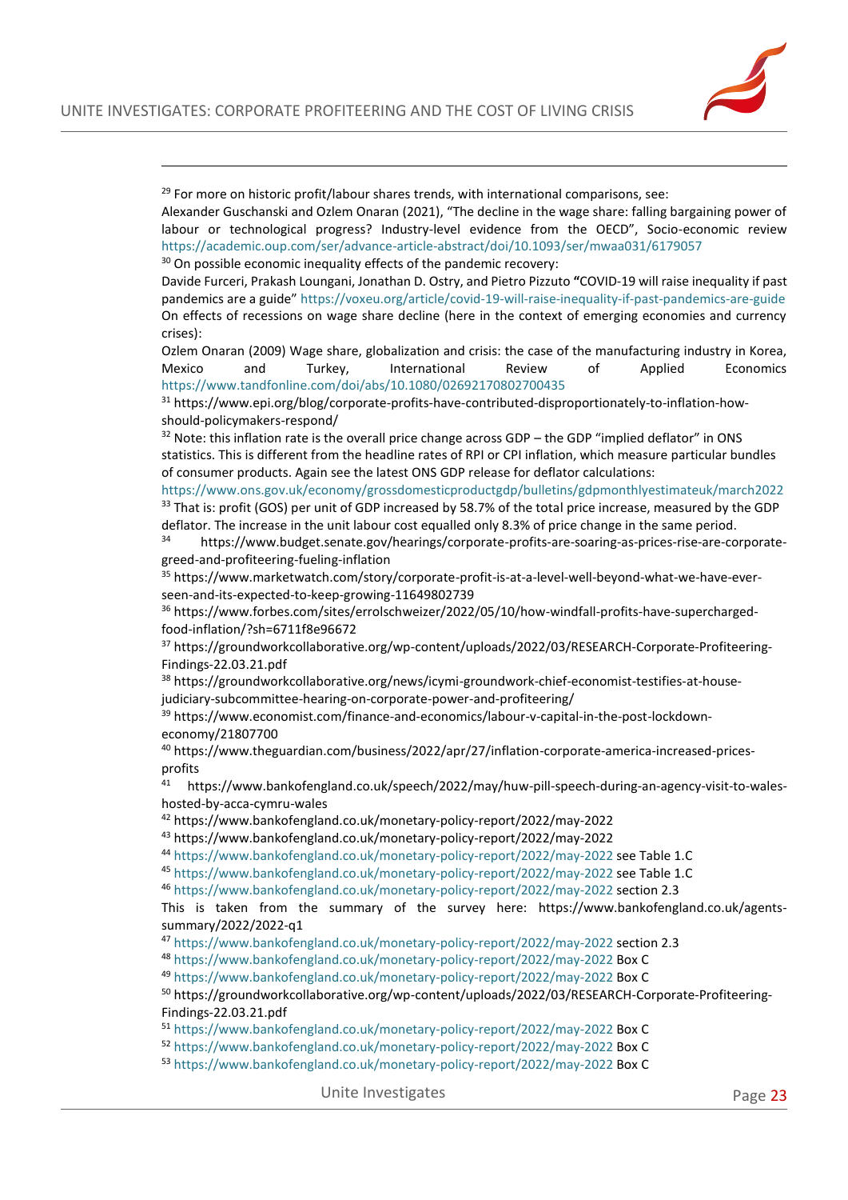[29] For more on historic profit/labour shares trends, with international comparisons, see:
Alexander Guschanski and Ozlem Onaran (2021), "The decline in the wage share: falling bargaining power of labour or technological progress? Industry-level evidence from the OECD", Socio-economic review https://academic.oup.com/ser/advance-article-abstract/doi/10.1093/ser/mwaa031/6179057

[30] On possible economic inequality effects of the pandemic recovery:
Davide Furceri, Prakash Loungani, Jonathan D. Ostry, and Pietro Pizzuto **"**COVID-19 will raise inequality if past pandemics are a guide" https://voxeu.org/article/covid-19-will-raise-inequality-if-past-pandemics-are-guide
On effects of recessions on wage share decline (here in the context of emerging economies and currency crises):
Ozlem Onaran (2009) Wage share, globalization and crisis: the case of the manufacturing industry in Korea, Mexico and Turkey, International Review of Applied Economics https://www.tandfonline.com/doi/abs/10.1080/02692170802700435

[31] https://www.epi.org/blog/corporate-profits-have-contributed-disproportionately-to-inflation-how-should-policymakers-respond/

[32] Note: this inflation rate is the overall price change across GDP – the GDP "implied deflator" in ONS statistics. This is different from the headline rates of RPI or CPI inflation, which measure particular bundles of consumer products. Again see the latest ONS GDP release for deflator calculations:
https://www.ons.gov.uk/economy/grossdomesticproductgdp/bulletins/gdpmonthlyestimateuk/march2022

[33] That is: profit (GOS) per unit of GDP increased by 58.7% of the total price increase, measured by the GDP deflator. The increase in the unit labour cost equalled only 8.3% of price change in the same period.

[34] https://www.budget.senate.gov/hearings/corporate-profits-are-soaring-as-prices-rise-are-corporate-greed-and-profiteering-fueling-inflation

[35] https://www.marketwatch.com/story/corporate-profit-is-at-a-level-well-beyond-what-we-have-ever-seen-and-its-expected-to-keep-growing-11649802739

[36] https://www.forbes.com/sites/errolschweizer/2022/05/10/how-windfall-profits-have-supercharged-food-inflation/?sh=6711f8e96672

[37] https://groundworkcollaborative.org/wp-content/uploads/2022/03/RESEARCH-Corporate-Profiteering-Findings-22.03.21.pdf

[38] https://groundworkcollaborative.org/news/icymi-groundwork-chief-economist-testifies-at-house-judiciary-subcommittee-hearing-on-corporate-power-and-profiteering/

[39] https://www.economist.com/finance-and-economics/labour-v-capital-in-the-post-lockdown-economy/21807700

[40] https://www.theguardian.com/business/2022/apr/27/inflation-corporate-america-increased-prices-profits

[41] https://www.bankofengland.co.uk/speech/2022/may/huw-pill-speech-during-an-agency-visit-to-wales-hosted-by-acca-cymru-wales

[42] https://www.bankofengland.co.uk/monetary-policy-report/2022/may-2022

[43] https://www.bankofengland.co.uk/monetary-policy-report/2022/may-2022

[44] https://www.bankofengland.co.uk/monetary-policy-report/2022/may-2022 see Table 1.C

[45] https://www.bankofengland.co.uk/monetary-policy-report/2022/may-2022 see Table 1.C

[46] https://www.bankofengland.co.uk/monetary-policy-report/2022/may-2022 section 2.3
This is taken from the summary of the survey here: https://www.bankofengland.co.uk/agents-summary/2022/2022-q1

[47] https://www.bankofengland.co.uk/monetary-policy-report/2022/may-2022 section 2.3

[48] https://www.bankofengland.co.uk/monetary-policy-report/2022/may-2022 Box C

[49] https://www.bankofengland.co.uk/monetary-policy-report/2022/may-2022 Box C

[50] https://groundworkcollaborative.org/wp-content/uploads/2022/03/RESEARCH-Corporate-Profiteering-Findings-22.03.21.pdf

[51] https://www.bankofengland.co.uk/monetary-policy-report/2022/may-2022 Box C

[52] https://www.bankofengland.co.uk/monetary-policy-report/2022/may-2022 Box C

[53] https://www.bankofengland.co.uk/monetary-policy-report/2022/may-2022 Box C